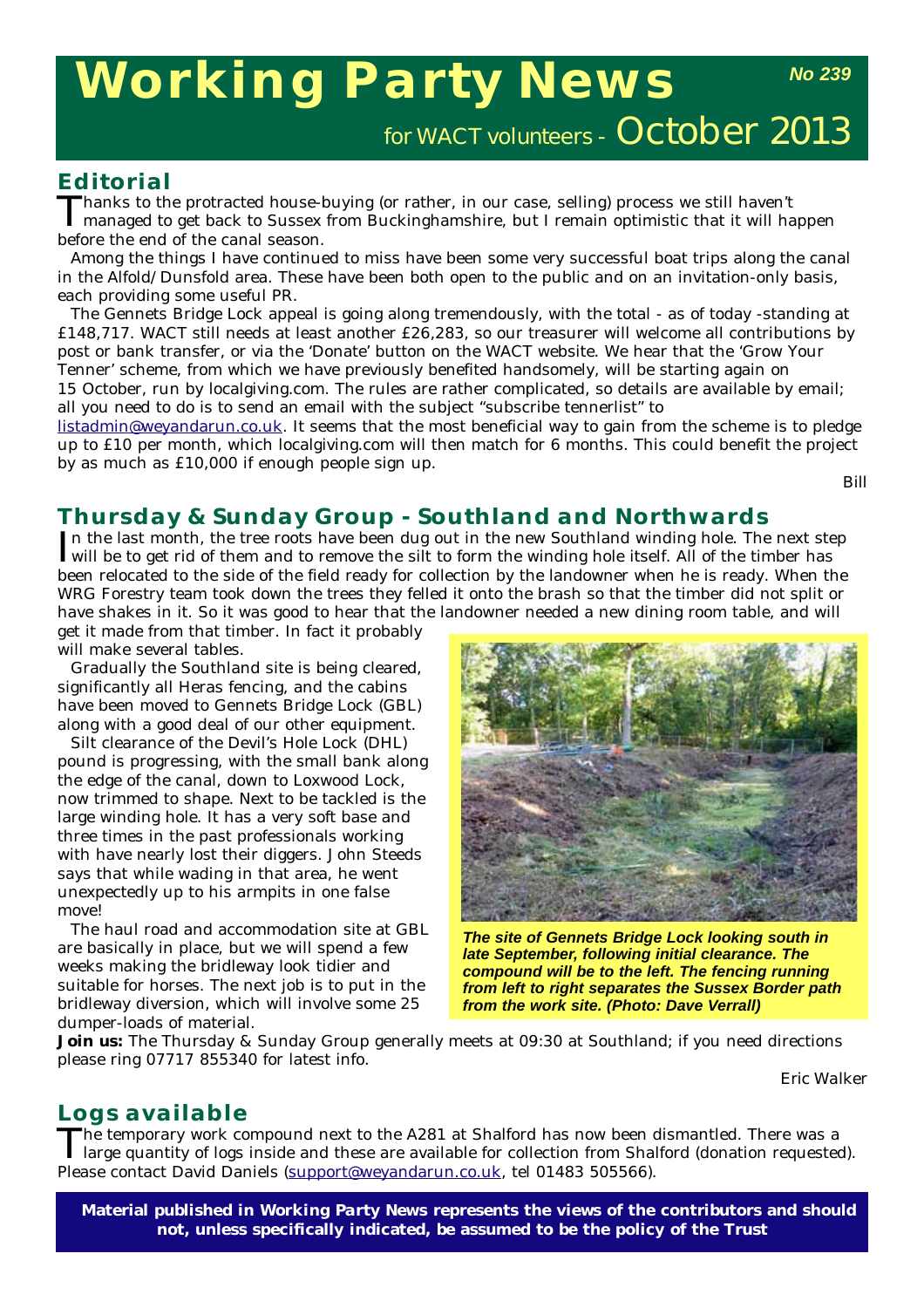# Working Party News

**No 239**

for WACT volunteers - October 2013

## Editorial

Thanks to the protracted house-buying (or rather, in our case, selling) process we still haven't managed to get back to Sussex from Buckinghamshire, but I remain optimistic that it will happen before the end of the canal season.

Among the things I have continued to miss have been some very successful boat trips along the canal in the Alfold/Dunsfold area. These have been both open to the public and on an invitation-only basis, each providing some useful PR.

The Gennets Bridge Lock appeal is going along tremendously, with the total - as of today -standing at £148,717. WACT still needs at least another £26,283, so our treasurer will welcome all contributions by post or bank transfer, or via the 'Donate' button on the WACT website. We hear that the 'Grow Your Tenner' scheme, from which we have previously benefited handsomely, will be starting again on 15 October, run by localgiving.com. The rules are rather complicated, so details are available by email; all you need to do is to send an email with the subject "subscribe tennerlist" to listadmin@weyandarun.co.uk. It seems that the most beneficial way to gain from the scheme is to pledge up to £10 per month, which localgiving.com will then match for 6 months. This could benefit the project by as much as £10,000 if enough people sign up.

*Bill*

## Thursday & Sunday Group - Southland and Northwards

In the last month, the tree roots have been dug out in the new Southland winding hole. The next step will be to get rid of them and to remove the silt to form the winding hole itself. All of the timber has been relocated to the side of the field ready for collection by the landowner when he is ready. When the WRG Forestry team took down the trees they felled it onto the brush so that the timber did not split or have shakes in it. So it was good to hear that the landowner needed a new dining room table, and will get it made from that timber. In fact it probably will make several tables.

Gradually the Southland site is being cleared, significantly all Heras fencing, and the cabins have been moved to Gennets Bridge Lock (GBL) along with a good deal of our other equipment.

Silt clearance of the Devil's Hole Lock (DHL) pound is progressing, with the small bank along the edge of the canal, down to Loxwood Lock, now trimmed to shape. Next to be tackled is the large winding hole. It has a very soft base and three times in the past professionals working with have nearly lost their diggers. John Steeds says that while wading in that area, he went unexpectedly up to his armpits in one false move!

The haul road and accommodation site at GBL are basically in place, but we will spend a few weeks making the bridleway look tidier and suitable for horses. The next job is to put in the bridleway diversion, which will involve some 25 dumper-loads of material.

***The site of Gennets Bridge Lock looking south in late September, following initial clearance. The compound will be to the left. The fencing running from left to right separates the Sussex Border path from the work site. (Photo: Dave Verrall)***

**Join us:** The Thursday & Sunday Group generally meets at 09:30 at Southland; if you need directions please ring 07717 855340 for latest info.

*Eric Walker*

## Logs available

The temporary work compound next to the A281 at Shalford has now been dismantled. There was a large quantity of logs inside and these are available for collection from Shalford (donation requested). Please contact David Daniels (support@weyandarun.co.uk, tel 01483 505566).

**Material published in Working Party News represents the views of the contributors and should not, unless specifically indicated, be assumed to be the policy of the Trust**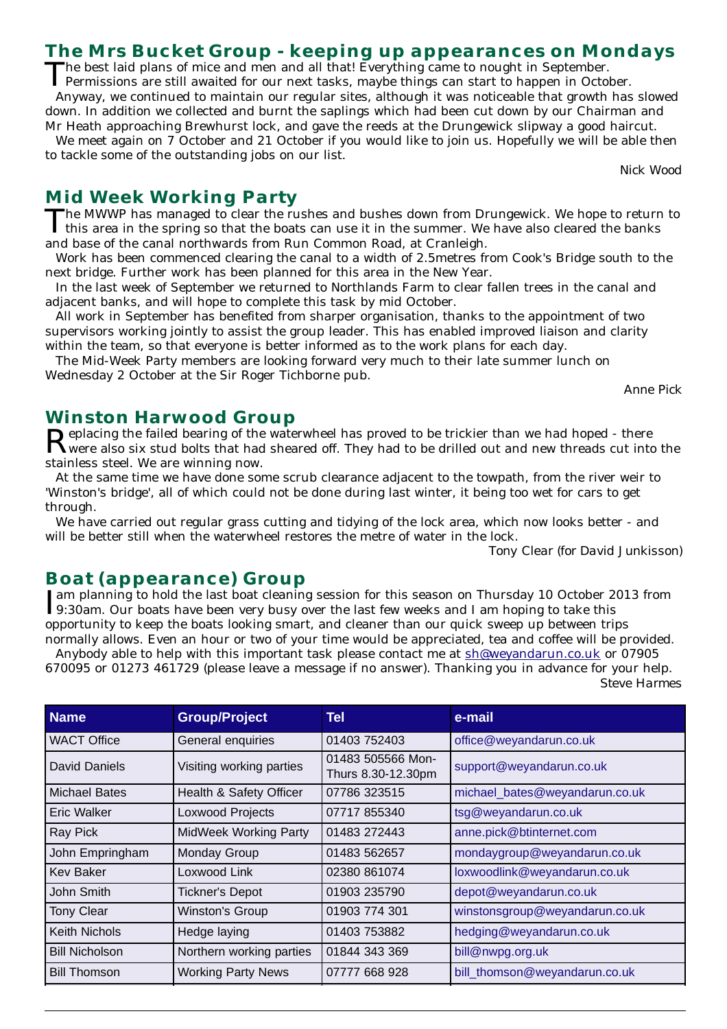## The Mrs Bucket Group - keeping up appearances on Mondays

The best laid plans of mice and men and all that! Everything came to nought in September. Permissions are still awaited for our next tasks, maybe things can start to happen in October.

Anyway, we continued to maintain our regular sites, although it was noticeable that growth has slowed down. In addition we collected and burnt the saplings which had been cut down by our Chairman and Mr Heath approaching Brewhurst lock, and gave the reeds at the Drungewick slipway a good haircut.

We meet again on 7 October and 21 October if you would like to join us. Hopefully we will be able then to tackle some of the outstanding jobs on our list.

Nick Wood

## Mid Week Working Party

The MWWP has managed to clear the rushes and bushes down from Drungewick. We hope to return to this area in the spring so that the boats can use it in the summer. We have also cleared the banks and base of the canal northwards from Run Common Road, at Cranleigh.

Work has been commenced clearing the canal to a width of 2.5metres from Cook's Bridge south to the next bridge. Further work has been planned for this area in the New Year.

In the last week of September we returned to Northlands Farm to clear fallen trees in the canal and adjacent banks, and will hope to complete this task by mid October.

All work in September has benefited from sharper organisation, thanks to the appointment of two supervisors working jointly to assist the group leader. This has enabled improved liaison and clarity within the team, so that everyone is better informed as to the work plans for each day.

The Mid-Week Party members are looking forward very much to their late summer lunch on Wednesday 2 October at the Sir Roger Tichborne pub.

Anne Pick

## Winston Harwood Group

Replacing the failed bearing of the waterwheel has proved to be trickier than we had hoped - there were also six stud bolts that had sheared off. They had to be drilled out and new threads cut into the stainless steel. We are winning now.

At the same time we have done some scrub clearance adjacent to the towpath, from the river weir to 'Winston's bridge', all of which could not be done during last winter, it being too wet for cars to get through.

We have carried out regular grass cutting and tidying of the lock area, which now looks better - and will be better still when the waterwheel restores the metre of water in the lock.

Tony Clear (for David Junkisson)

## Boat (appearance) Group

I am planning to hold the last boat cleaning session for this season on Thursday 10 October 2013 from 9:30am. Our boats have been very busy over the last few weeks and I am hoping to take this opportunity to keep the boats looking smart, and cleaner than our quick sweep up between trips normally allows. Even an hour or two of your time would be appreciated, tea and coffee will be provided.

Anybody able to help with this important task please contact me at sh@weyandarun.co.uk or 07905 670095 or 01273 461729 (please leave a message if no answer). Thanking you in advance for your help.

Steve Harmes

| Name | Group/Project | Tel | e-mail |
|---|---|---|---|
| WACT Office | General enquiries | 01403 752403 | office@weyandarun.co.uk |
| David Daniels | Visiting working parties | 01483 505566 Mon-Thurs 8.30-12.30pm | support@weyandarun.co.uk |
| Michael Bates | Health & Safety Officer | 07786 323515 | michael_bates@weyandarun.co.uk |
| Eric Walker | Loxwood Projects | 07717 855340 | tsg@weyandarun.co.uk |
| Ray Pick | MidWeek Working Party | 01483 272443 | anne.pick@btinternet.com |
| John Empringham | Monday Group | 01483 562657 | mondaygroup@weyandarun.co.uk |
| Kev Baker | Loxwood Link | 02380 861074 | loxwoodlink@weyandarun.co.uk |
| John Smith | Tickner's Depot | 01903 235790 | depot@weyandarun.co.uk |
| Tony Clear | Winston's Group | 01903 774 301 | winstonsgroup@weyandarun.co.uk |
| Keith Nichols | Hedge laying | 01403 753882 | hedging@weyandarun.co.uk |
| Bill Nicholson | Northern working parties | 01844 343 369 | bill@nwpg.org.uk |
| Bill Thomson | Working Party News | 07777 668 928 | bill_thomson@weyandarun.co.uk |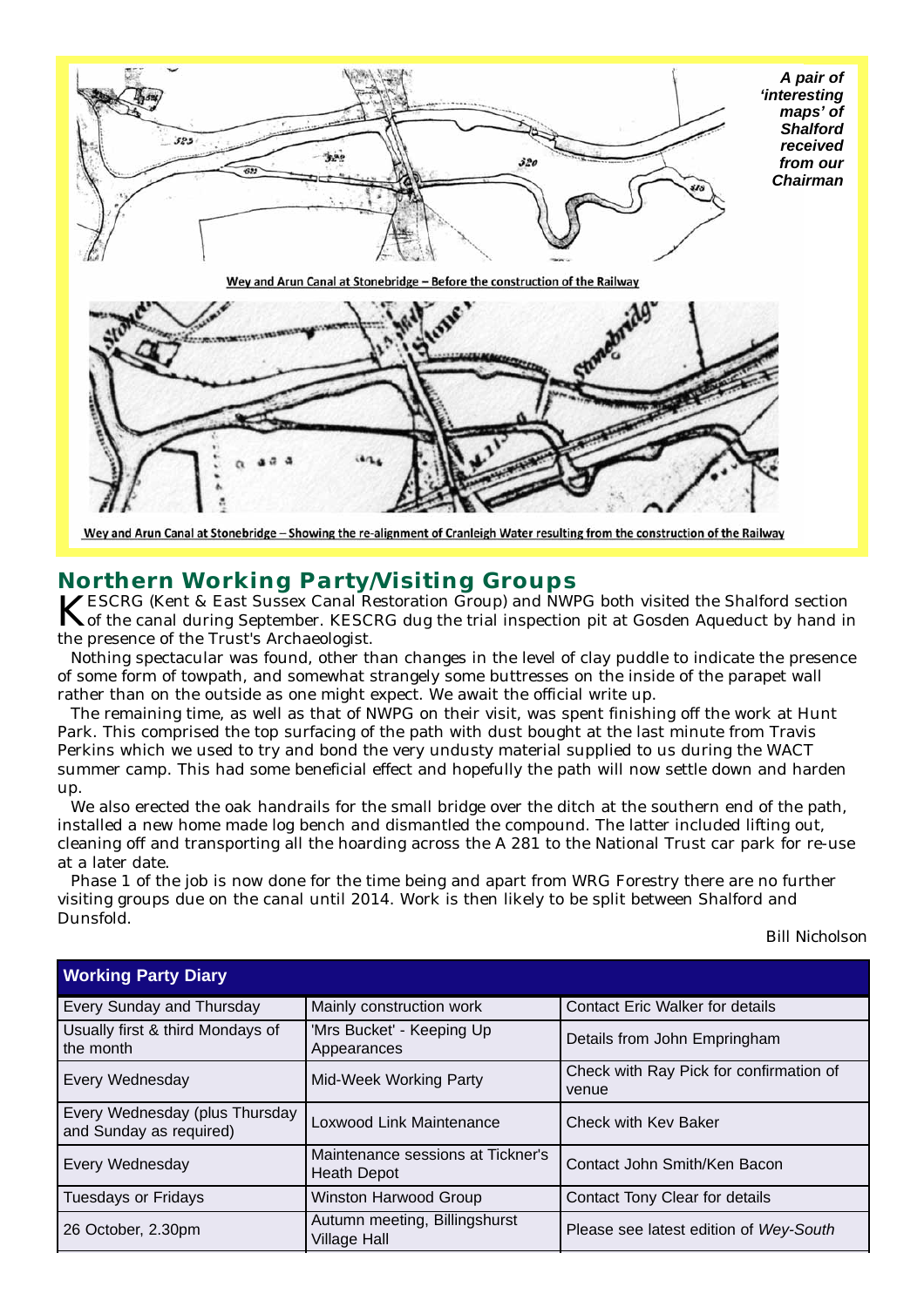*A pair of 'interesting maps' of Shalford received from our Chairman*

Wey and Arun Canal at Stonebridge – Before the construction of the Railway

Wey and Arun Canal at Stonebridge – Showing the re-alignment of Cranleigh Water resulting from the construction of the Railway

## Northern Working Party/Visiting Groups

KESCRG (Kent & East Sussex Canal Restoration Group) and NWPG both visited the Shalford section of the canal during September. KESCRG dug the trial inspection pit at Gosden Aqueduct by hand in the presence of the Trust's Archaeologist.

Nothing spectacular was found, other than changes in the level of clay puddle to indicate the presence of some form of towpath, and somewhat strangely some buttresses on the inside of the parapet wall rather than on the outside as one might expect. We await the official write up.

The remaining time, as well as that of NWPG on their visit, was spent finishing off the work at Hunt Park. This comprised the top surfacing of the path with dust bought at the last minute from Travis Perkins which we used to try and bond the very undusty material supplied to us during the WACT summer camp. This had some beneficial effect and hopefully the path will now settle down and harden up.

We also erected the oak handrails for the small bridge over the ditch at the southern end of the path, installed a new home made log bench and dismantled the compound. The latter included lifting out, cleaning off and transporting all the hoarding across the A 281 to the National Trust car park for re-use at a later date.

Phase 1 of the job is now done for the time being and apart from WRG Forestry there are no further visiting groups due on the canal until 2014. Work is then likely to be split between Shalford and Dunsfold.

Bill Nicholson

| Working Party Diary | | |
|---|---|---|
| Every Sunday and Thursday | Mainly construction work | Contact Eric Walker for details |
| Usually first & third Mondays of the month | 'Mrs Bucket' - Keeping Up Appearances | Details from John Empringham |
| Every Wednesday | Mid-Week Working Party | Check with Ray Pick for confirmation of venue |
| Every Wednesday (plus Thursday and Sunday as required) | Loxwood Link Maintenance | Check with Kev Baker |
| Every Wednesday | Maintenance sessions at Tickner's Heath Depot | Contact John Smith/Ken Bacon |
| Tuesdays or Fridays | Winston Harwood Group | Contact Tony Clear for details |
| 26 October, 2.30pm | Autumn meeting, Billingshurst Village Hall | Please see latest edition of *Wey-South* |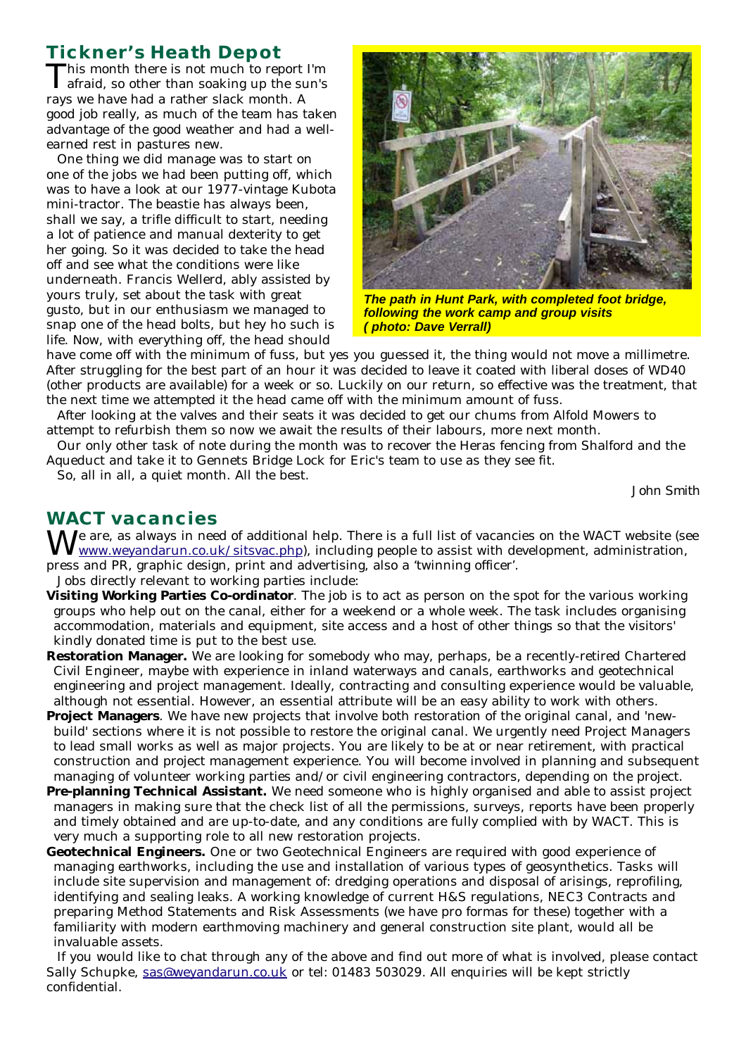## Tickner's Heath Depot

This month there is not much to report I'm afraid, so other than soaking up the sun's rays we have had a rather slack month. A good job really, as much of the team has taken advantage of the good weather and had a well-earned rest in pastures new.

One thing we did manage was to start on one of the jobs we had been putting off, which was to have a look at our 1977-vintage Kubota mini-tractor. The beastie has always been, shall we say, a trifle difficult to start, needing a lot of patience and manual dexterity to get her going. So it was decided to take the head off and see what the conditions were like underneath. Francis Wellerd, ably assisted by yours truly, set about the task with great gusto, but in our enthusiasm we managed to snap one of the head bolts, but hey ho such is life. Now, with everything off, the head should have come off with the minimum of fuss, but yes you guessed it, the thing would not move a millimetre. After struggling for the best part of an hour it was decided to leave it coated with liberal doses of WD40 (other products are available) for a week or so. Luckily on our return, so effective was the treatment, that the next time we attempted it the head came off with the minimum amount of fuss.

*The path in Hunt Park, with completed foot bridge, following the work camp and group visits ( photo: Dave Verrall)*

After looking at the valves and their seats it was decided to get our chums from Alfold Mowers to attempt to refurbish them so now we await the results of their labours, more next month.

Our only other task of note during the month was to recover the Heras fencing from Shalford and the Aqueduct and take it to Gennets Bridge Lock for Eric's team to use as they see fit.

So, all in all, a quiet month. All the best.

John Smith

## WACT vacancies

We are, as always in need of additional help. There is a full list of vacancies on the WACT website (see www.weyandarun.co.uk/sitsvac.php), including people to assist with development, administration, press and PR, graphic design, print and advertising, also a 'twinning officer'.

Jobs directly relevant to working parties include:

**Visiting Working Parties Co-ordinator**. The job is to act as person on the spot for the various working groups who help out on the canal, either for a weekend or a whole week. The task includes organising accommodation, materials and equipment, site access and a host of other things so that the visitors' kindly donated time is put to the best use.

**Restoration Manager.** We are looking for somebody who may, perhaps, be a recently-retired Chartered Civil Engineer, maybe with experience in inland waterways and canals, earthworks and geotechnical engineering and project management. Ideally, contracting and consulting experience would be valuable, although not essential. However, an essential attribute will be an easy ability to work with others.

**Project Managers**. We have new projects that involve both restoration of the original canal, and 'new-build' sections where it is not possible to restore the original canal. We urgently need Project Managers to lead small works as well as major projects. You are likely to be at or near retirement, with practical construction and project management experience. You will become involved in planning and subsequent managing of volunteer working parties and/or civil engineering contractors, depending on the project.

**Pre-planning Technical Assistant.** We need someone who is highly organised and able to assist project managers in making sure that the check list of all the permissions, surveys, reports have been properly and timely obtained and are up-to-date, and any conditions are fully complied with by WACT. This is very much a supporting role to all new restoration projects.

**Geotechnical Engineers.** One or two Geotechnical Engineers are required with good experience of managing earthworks, including the use and installation of various types of geosynthetics. Tasks will include site supervision and management of: dredging operations and disposal of arisings, reprofiling, identifying and sealing leaks. A working knowledge of current H&S regulations, NEC3 Contracts and preparing Method Statements and Risk Assessments (we have pro formas for these) together with a familiarity with modern earthmoving machinery and general construction site plant, would all be invaluable assets.

If you would like to chat through any of the above and find out more of what is involved, please contact Sally Schupke, sas@weyandarun.co.uk or tel: 01483 503029. All enquiries will be kept strictly confidential.